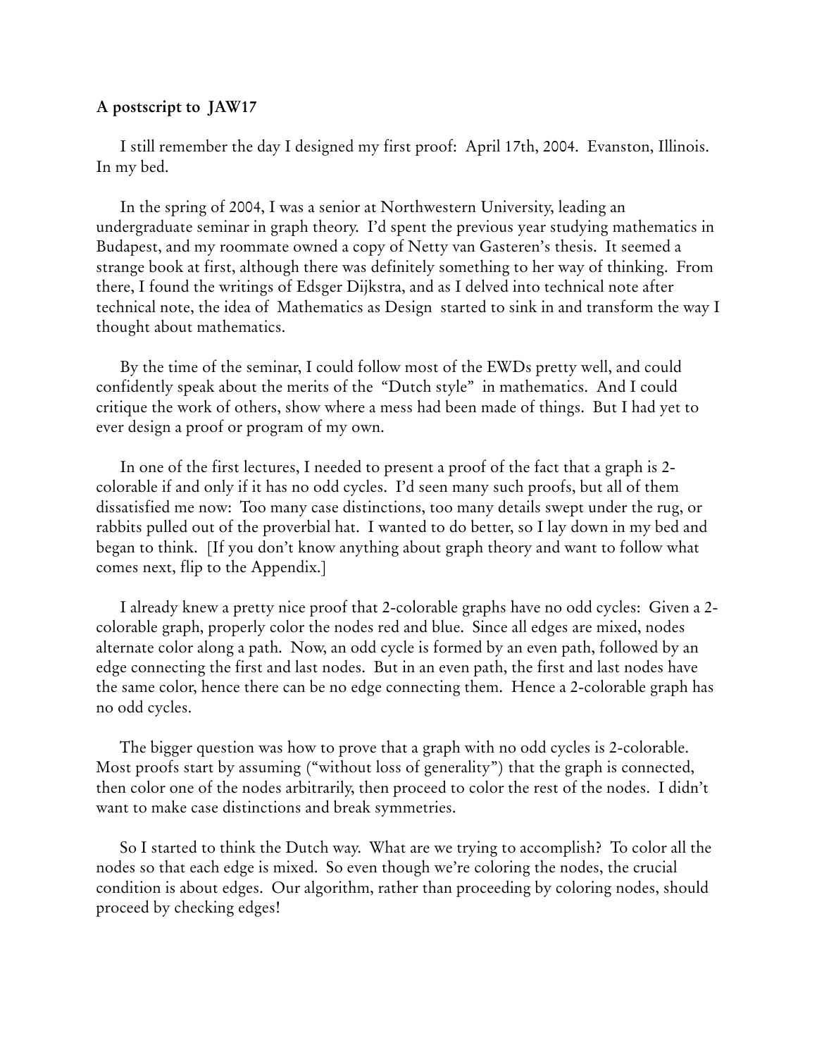**A postscript to JAW17**

I still remember the day I designed my first proof: April 17th, 2004. Evanston, Illinois. In my bed.

In the spring of 2004, I was a senior at Northwestern University, leading an undergraduate seminar in graph theory. I'd spent the previous year studying mathematics in Budapest, and my roommate owned a copy of Netty van Gasteren's thesis. It seemed a strange book at first, although there was definitely something to her way of thinking. From there, I found the writings of Edsger Dijkstra, and as I delved into technical note after technical note, the idea of Mathematics as Design started to sink in and transform the way I thought about mathematics.

By the time of the seminar, I could follow most of the EWDs pretty well, and could confidently speak about the merits of the "Dutch style" in mathematics. And I could critique the work of others, show where a mess had been made of things. But I had yet to ever design a proof or program of my own.

In one of the first lectures, I needed to present a proof of the fact that a graph is 2-colorable if and only if it has no odd cycles. I'd seen many such proofs, but all of them dissatisfied me now: Too many case distinctions, too many details swept under the rug, or rabbits pulled out of the proverbial hat. I wanted to do better, so I lay down in my bed and began to think. [If you don't know anything about graph theory and want to follow what comes next, flip to the Appendix.]

I already knew a pretty nice proof that 2-colorable graphs have no odd cycles: Given a 2-colorable graph, properly color the nodes red and blue. Since all edges are mixed, nodes alternate color along a path. Now, an odd cycle is formed by an even path, followed by an edge connecting the first and last nodes. But in an even path, the first and last nodes have the same color, hence there can be no edge connecting them. Hence a 2-colorable graph has no odd cycles.

The bigger question was how to prove that a graph with no odd cycles is 2-colorable. Most proofs start by assuming ("without loss of generality") that the graph is connected, then color one of the nodes arbitrarily, then proceed to color the rest of the nodes. I didn't want to make case distinctions and break symmetries.

So I started to think the Dutch way. What are we trying to accomplish? To color all the nodes so that each edge is mixed. So even though we're coloring the nodes, the crucial condition is about edges. Our algorithm, rather than proceeding by coloring nodes, should proceed by checking edges!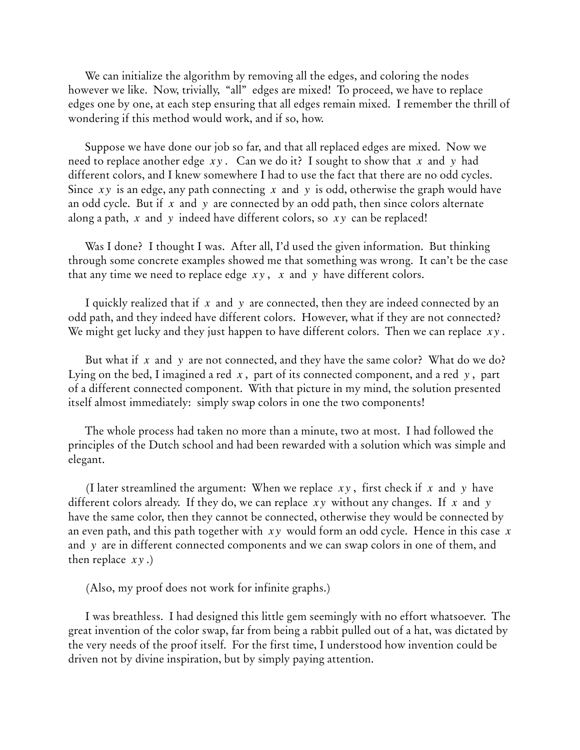We can initialize the algorithm by removing all the edges, and coloring the nodes however we like. Now, trivially, "all" edges are mixed! To proceed, we have to replace edges one by one, at each step ensuring that all edges remain mixed. I remember the thrill of wondering if this method would work, and if so, how.

Suppose we have done our job so far, and that all replaced edges are mixed. Now we need to replace another edge $xy$. Can we do it? I sought to show that $x$ and $y$ had different colors, and I knew somewhere I had to use the fact that there are no odd cycles. Since $xy$ is an edge, any path connecting $x$ and $y$ is odd, otherwise the graph would have an odd cycle. But if $x$ and $y$ are connected by an odd path, then since colors alternate along a path, $x$ and $y$ indeed have different colors, so $xy$ can be replaced!

Was I done? I thought I was. After all, I'd used the given information. But thinking through some concrete examples showed me that something was wrong. It can't be the case that any time we need to replace edge $xy$, $x$ and $y$ have different colors.

I quickly realized that if $x$ and $y$ are connected, then they are indeed connected by an odd path, and they indeed have different colors. However, what if they are not connected? We might get lucky and they just happen to have different colors. Then we can replace $xy$.

But what if $x$ and $y$ are not connected, and they have the same color? What do we do? Lying on the bed, I imagined a red $x$, part of its connected component, and a red $y$, part of a different connected component. With that picture in my mind, the solution presented itself almost immediately: simply swap colors in one the two components!

The whole process had taken no more than a minute, two at most. I had followed the principles of the Dutch school and had been rewarded with a solution which was simple and elegant.

(I later streamlined the argument: When we replace $xy$, first check if $x$ and $y$ have different colors already. If they do, we can replace $xy$ without any changes. If $x$ and $y$ have the same color, then they cannot be connected, otherwise they would be connected by an even path, and this path together with $xy$ would form an odd cycle. Hence in this case $x$ and $y$ are in different connected components and we can swap colors in one of them, and then replace $xy$.)

(Also, my proof does not work for infinite graphs.)

I was breathless. I had designed this little gem seemingly with no effort whatsoever. The great invention of the color swap, far from being a rabbit pulled out of a hat, was dictated by the very needs of the proof itself. For the first time, I understood how invention could be driven not by divine inspiration, but by simply paying attention.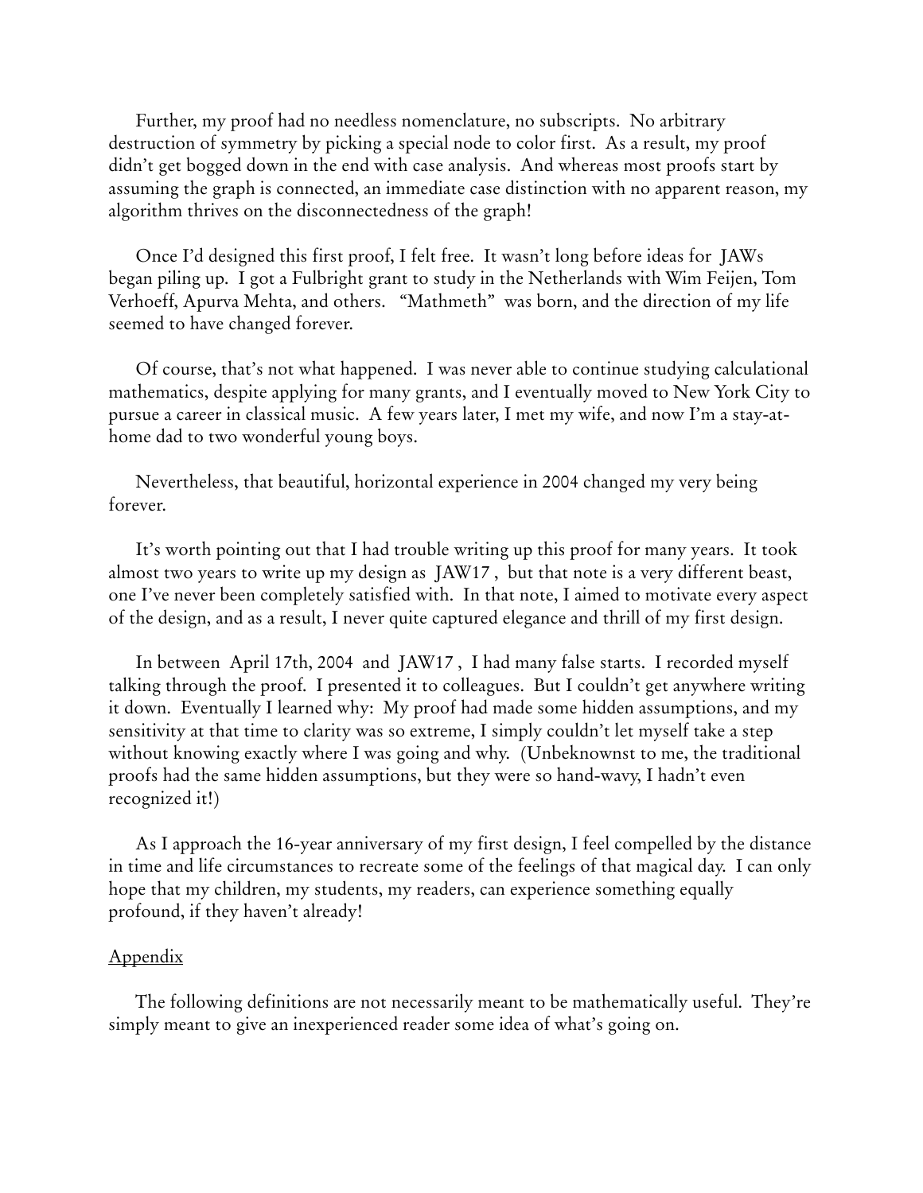Further, my proof had no needless nomenclature, no subscripts. No arbitrary destruction of symmetry by picking a special node to color first. As a result, my proof didn't get bogged down in the end with case analysis. And whereas most proofs start by assuming the graph is connected, an immediate case distinction with no apparent reason, my algorithm thrives on the disconnectedness of the graph!

Once I'd designed this first proof, I felt free. It wasn't long before ideas for JAWs began piling up. I got a Fulbright grant to study in the Netherlands with Wim Feijen, Tom Verhoeff, Apurva Mehta, and others. "Mathmeth" was born, and the direction of my life seemed to have changed forever.

Of course, that's not what happened. I was never able to continue studying calculational mathematics, despite applying for many grants, and I eventually moved to New York City to pursue a career in classical music. A few years later, I met my wife, and now I'm a stay-at-home dad to two wonderful young boys.

Nevertheless, that beautiful, horizontal experience in 2004 changed my very being forever.

It's worth pointing out that I had trouble writing up this proof for many years. It took almost two years to write up my design as JAW17 , but that note is a very different beast, one I've never been completely satisfied with. In that note, I aimed to motivate every aspect of the design, and as a result, I never quite captured elegance and thrill of my first design.

In between April 17th, 2004 and JAW17 , I had many false starts. I recorded myself talking through the proof. I presented it to colleagues. But I couldn't get anywhere writing it down. Eventually I learned why: My proof had made some hidden assumptions, and my sensitivity at that time to clarity was so extreme, I simply couldn't let myself take a step without knowing exactly where I was going and why. (Unbeknownst to me, the traditional proofs had the same hidden assumptions, but they were so hand-wavy, I hadn't even recognized it!)

As I approach the 16-year anniversary of my first design, I feel compelled by the distance in time and life circumstances to recreate some of the feelings of that magical day. I can only hope that my children, my students, my readers, can experience something equally profound, if they haven't already!

## Appendix

The following definitions are not necessarily meant to be mathematically useful. They're simply meant to give an inexperienced reader some idea of what's going on.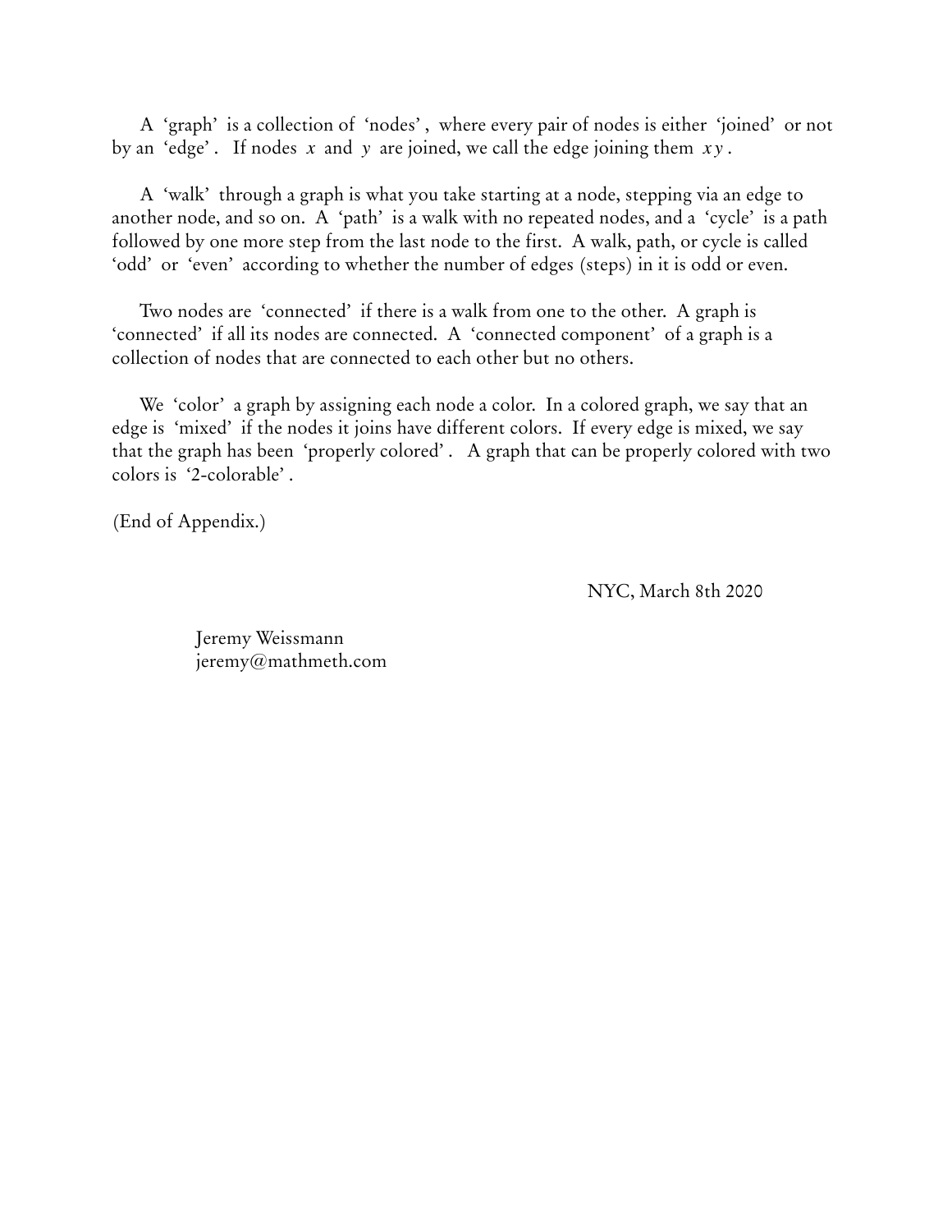A ‘graph’ is a collection of ‘nodes’, where every pair of nodes is either ‘joined’ or not by an ‘edge’. If nodes $x$ and $y$ are joined, we call the edge joining them $xy$.

A ‘walk’ through a graph is what you take starting at a node, stepping via an edge to another node, and so on. A ‘path’ is a walk with no repeated nodes, and a ‘cycle’ is a path followed by one more step from the last node to the first. A walk, path, or cycle is called ‘odd’ or ‘even’ according to whether the number of edges (steps) in it is odd or even.

Two nodes are ‘connected’ if there is a walk from one to the other. A graph is ‘connected’ if all its nodes are connected. A ‘connected component’ of a graph is a collection of nodes that are connected to each other but no others.

We ‘color’ a graph by assigning each node a color. In a colored graph, we say that an edge is ‘mixed’ if the nodes it joins have different colors. If every edge is mixed, we say that the graph has been ‘properly colored’. A graph that can be properly colored with two colors is ‘2-colorable’.

(End of Appendix.)

NYC, March 8th 2020

Jeremy Weissmann
jeremy@mathmeth.com